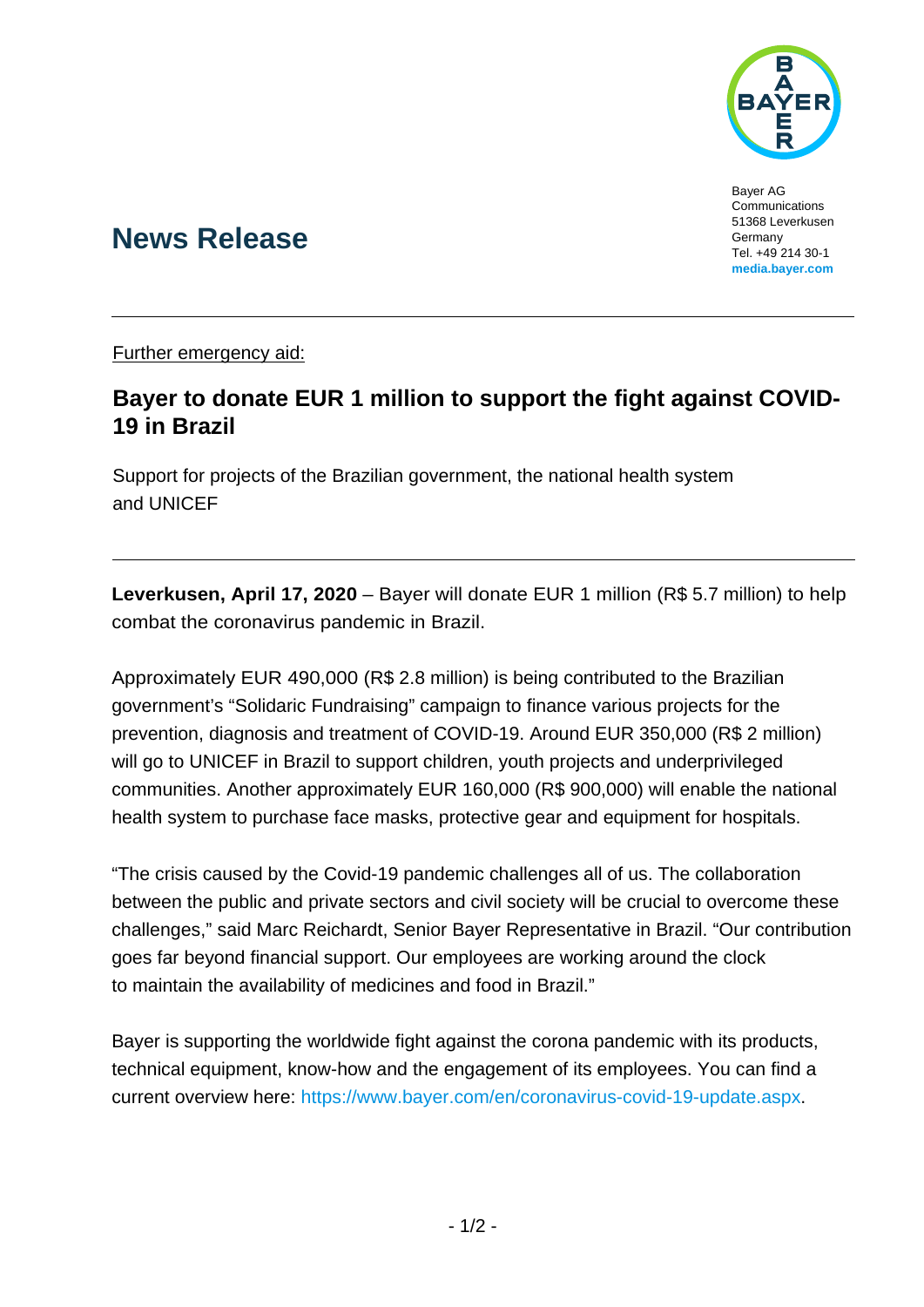Bayer AG
Communications
51368 Leverkusen
Germany
Tel. +49 214 30-1
**media.bayer.com**

# News Release

Further emergency aid:

## Bayer to donate EUR 1 million to support the fight against COVID-19 in Brazil

Support for projects of the Brazilian government, the national health system and UNICEF

**Leverkusen, April 17, 2020** – Bayer will donate EUR 1 million (R$ 5.7 million) to help combat the coronavirus pandemic in Brazil.

Approximately EUR 490,000 (R$ 2.8 million) is being contributed to the Brazilian government's "Solidaric Fundraising" campaign to finance various projects for the prevention, diagnosis and treatment of COVID-19. Around EUR 350,000 (R$ 2 million) will go to UNICEF in Brazil to support children, youth projects and underprivileged communities. Another approximately EUR 160,000 (R$ 900,000) will enable the national health system to purchase face masks, protective gear and equipment for hospitals.

"The crisis caused by the Covid-19 pandemic challenges all of us. The collaboration between the public and private sectors and civil society will be crucial to overcome these challenges," said Marc Reichardt, Senior Bayer Representative in Brazil. "Our contribution goes far beyond financial support. Our employees are working around the clock to maintain the availability of medicines and food in Brazil."

Bayer is supporting the worldwide fight against the corona pandemic with its products, technical equipment, know-how and the engagement of its employees. You can find a current overview here: https://www.bayer.com/en/coronavirus-covid-19-update.aspx.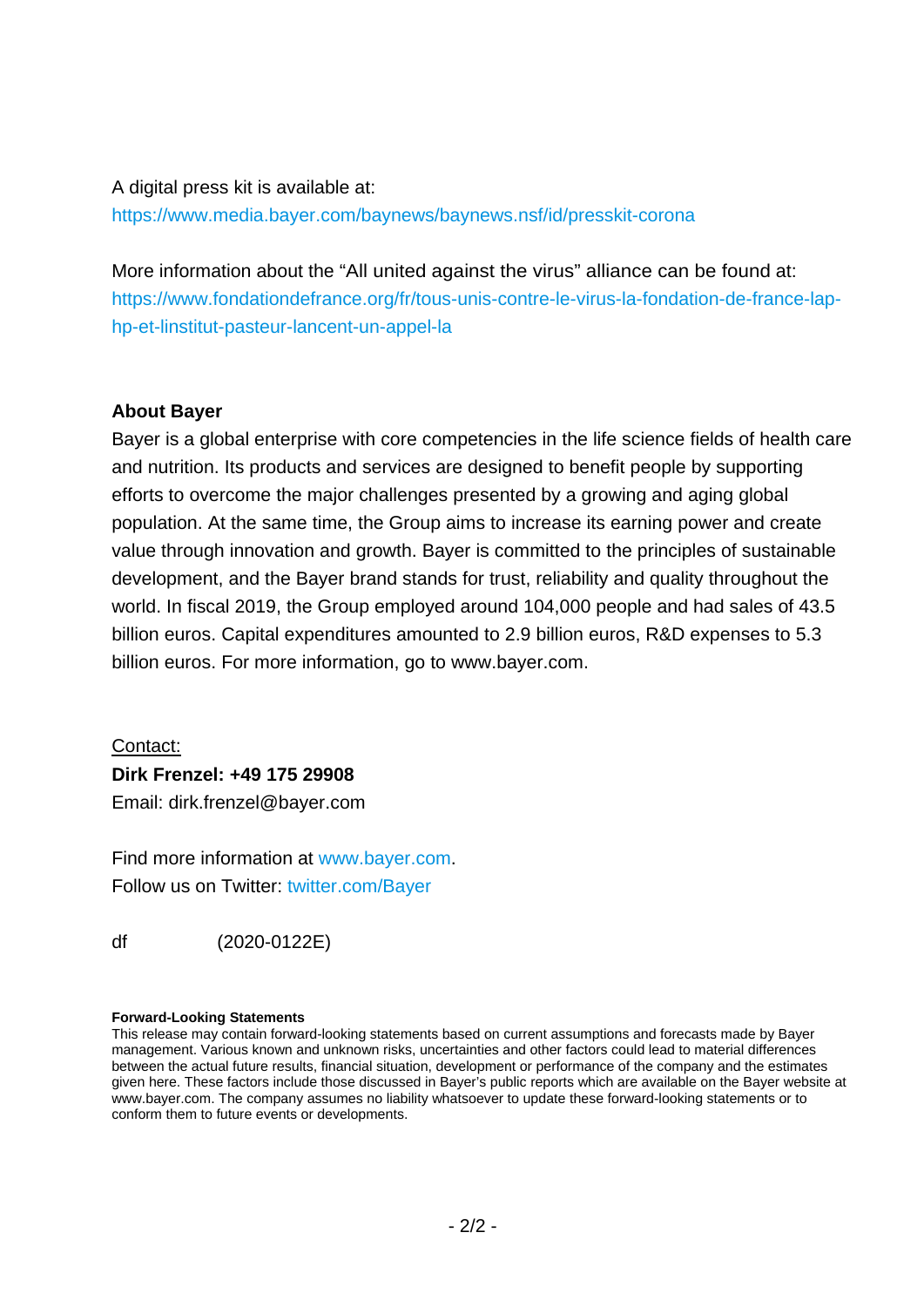A digital press kit is available at:
https://www.media.bayer.com/baynews/baynews.nsf/id/presskit-corona

More information about the "All united against the virus" alliance can be found at:
https://www.fondationdefrance.org/fr/tous-unis-contre-le-virus-la-fondation-de-france-lap-hp-et-linstitut-pasteur-lancent-un-appel-la

**About Bayer**

Bayer is a global enterprise with core competencies in the life science fields of health care and nutrition. Its products and services are designed to benefit people by supporting efforts to overcome the major challenges presented by a growing and aging global population. At the same time, the Group aims to increase its earning power and create value through innovation and growth. Bayer is committed to the principles of sustainable development, and the Bayer brand stands for trust, reliability and quality throughout the world. In fiscal 2019, the Group employed around 104,000 people and had sales of 43.5 billion euros. Capital expenditures amounted to 2.9 billion euros, R&D expenses to 5.3 billion euros. For more information, go to www.bayer.com.

Contact:

**Dirk Frenzel: +49 175 29908**

Email: dirk.frenzel@bayer.com

Find more information at www.bayer.com.

Follow us on Twitter: twitter.com/Bayer

df (2020-0122E)

**Forward-Looking Statements**

This release may contain forward-looking statements based on current assumptions and forecasts made by Bayer management. Various known and unknown risks, uncertainties and other factors could lead to material differences between the actual future results, financial situation, development or performance of the company and the estimates given here. These factors include those discussed in Bayer's public reports which are available on the Bayer website at www.bayer.com. The company assumes no liability whatsoever to update these forward-looking statements or to conform them to future events or developments.